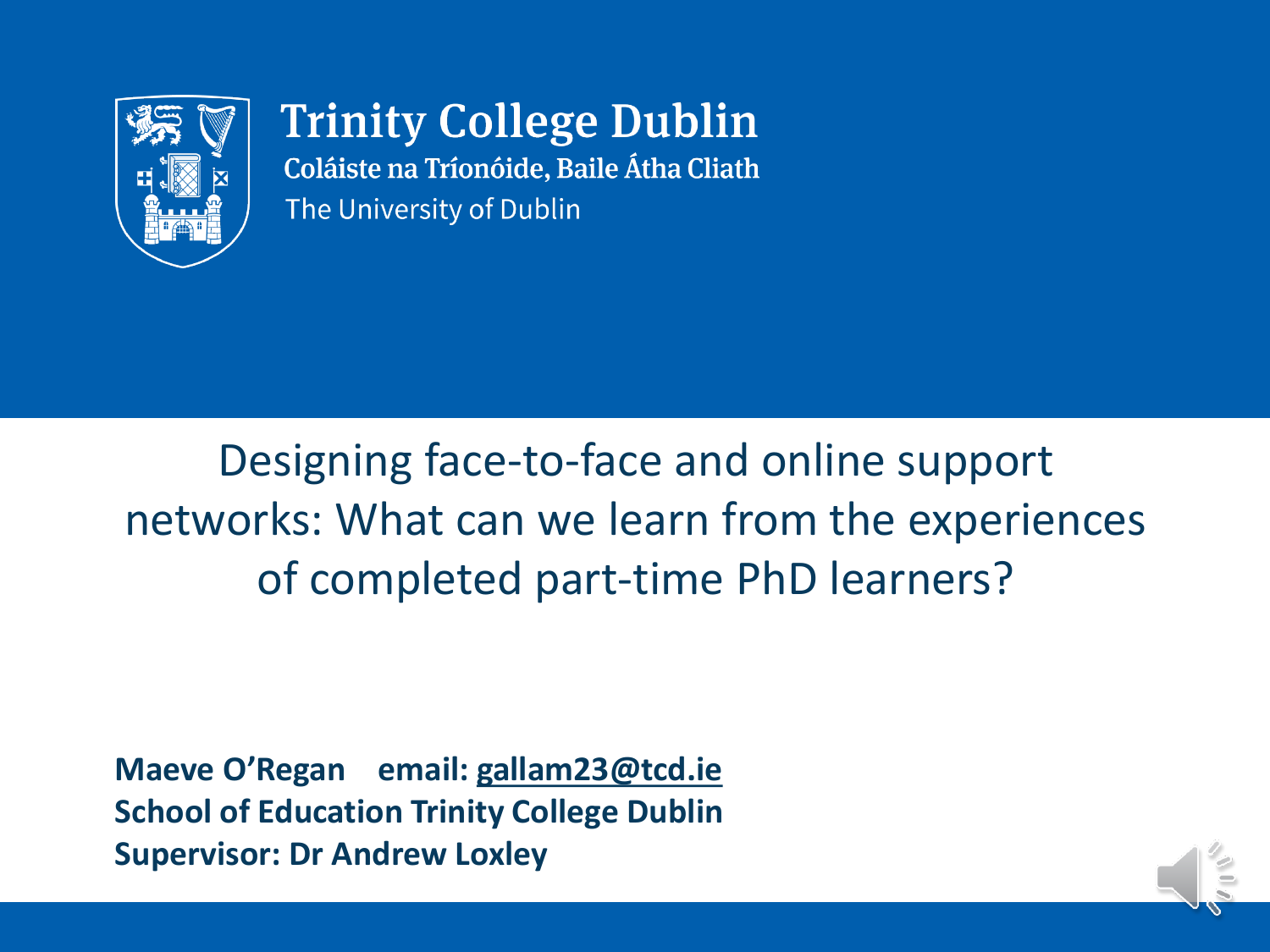Trinity College Dublin
Coláiste na Tríonóide, Baile Átha Cliath
The University of Dublin

# Designing face-to-face and online support networks: What can we learn from the experiences of completed part-time PhD learners?

**Maeve O'Regan email: gallam23@tcd.ie**
**School of Education Trinity College Dublin**
**Supervisor: Dr Andrew Loxley**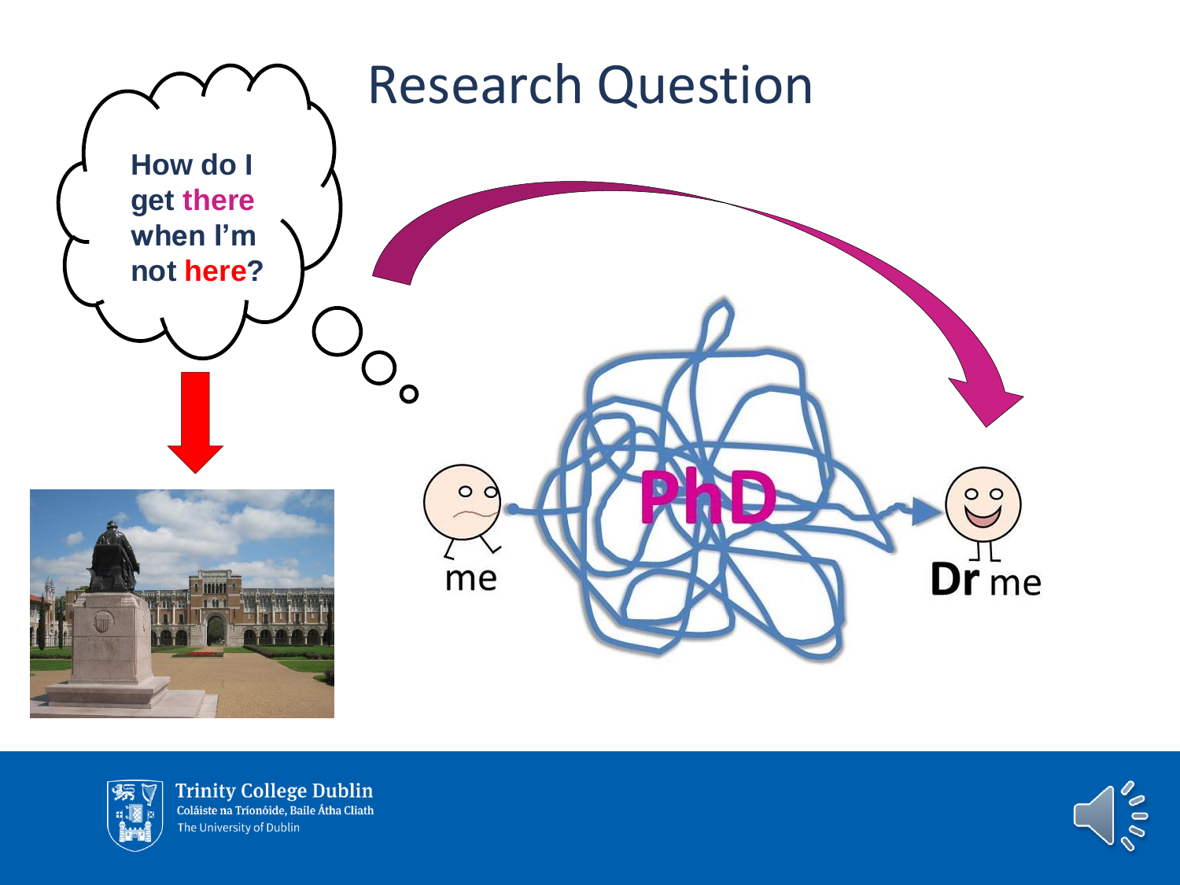# Research Question

How do I get there when I'm not here?

me

PhD

Dr me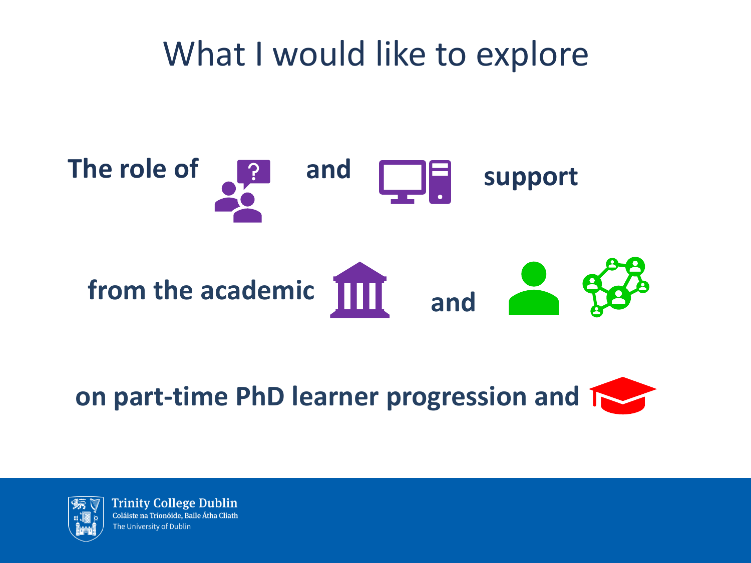# What I would like to explore

**The role of** **and** **support**

**from the academic** **and**

**on part-time PhD learner progression and**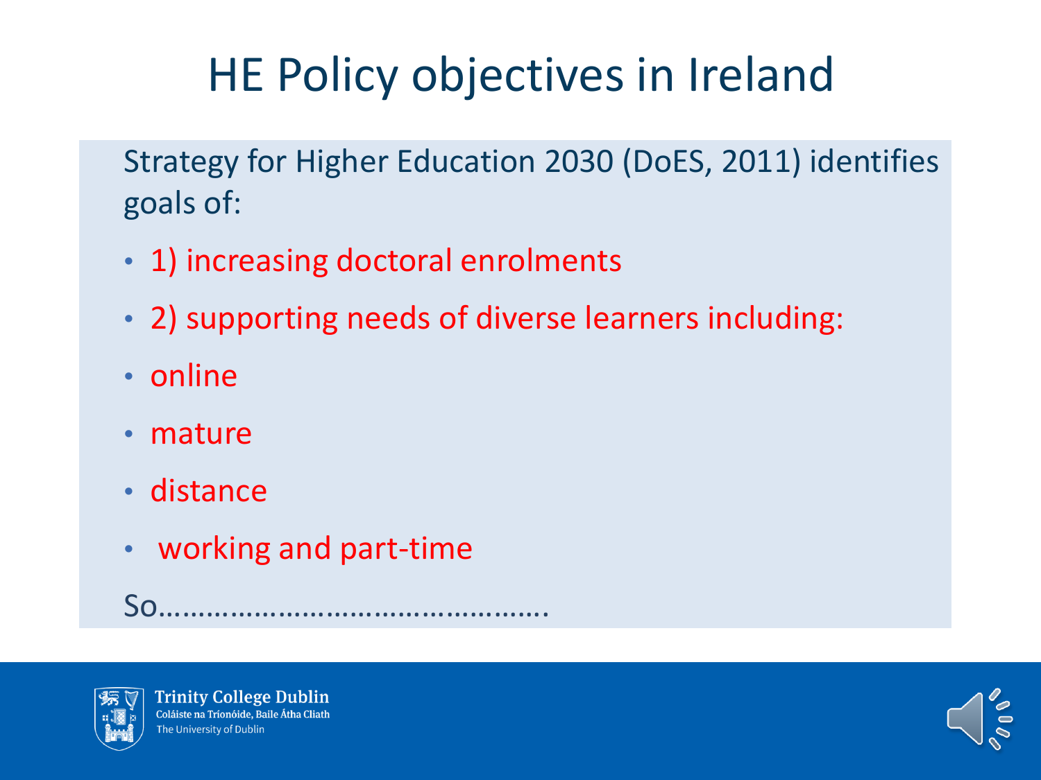# HE Policy objectives in Ireland

Strategy for Higher Education 2030 (DoES, 2011) identifies goals of:

- 1) increasing doctoral enrolments
- 2) supporting needs of diverse learners including:
- online
- mature
- distance
- working and part-time

So……………………………………….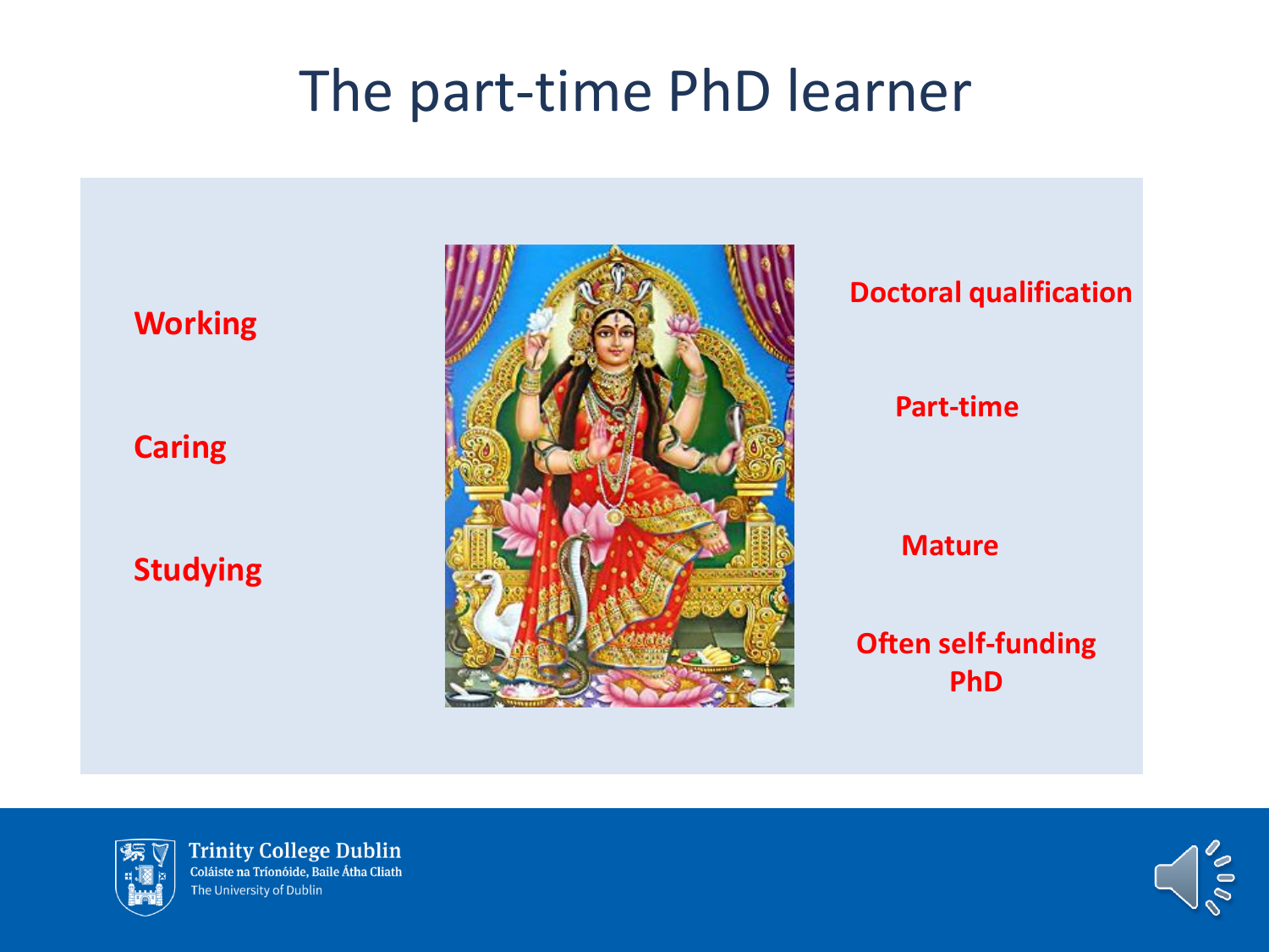# The part-time PhD learner

**Working**

**Caring**

**Studying**

**Doctoral qualification**

**Part-time**

**Mature**

**Often self-funding PhD**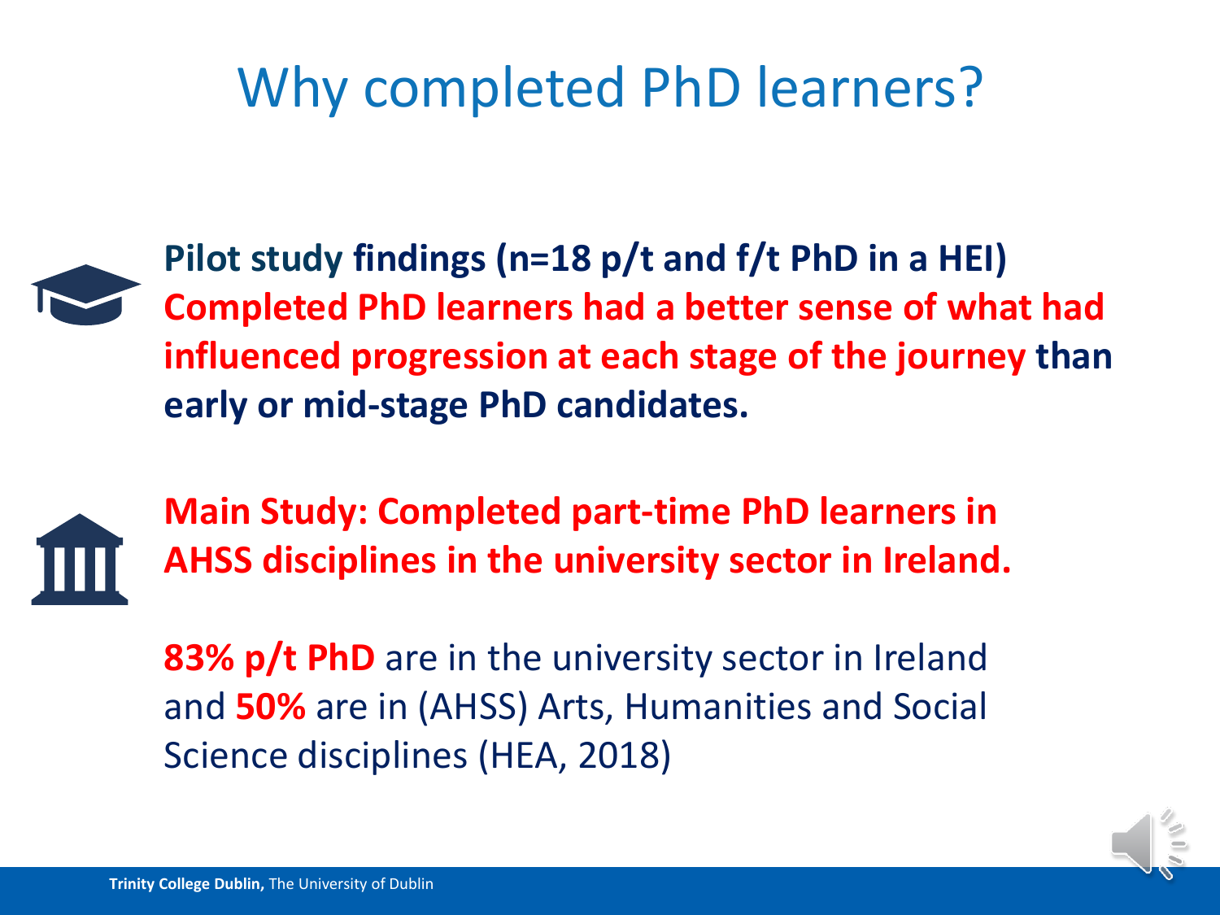# Why completed PhD learners?

**Pilot study findings (n=18 p/t and f/t PhD in a HEI)**
**Completed PhD learners had a better sense of what had influenced progression at each stage of the journey than early or mid-stage PhD candidates.**

**Main Study: Completed part-time PhD learners in AHSS disciplines in the university sector in Ireland.**

**83% p/t PhD** are in the university sector in Ireland and **50%** are in (AHSS) Arts, Humanities and Social Science disciplines (HEA, 2018)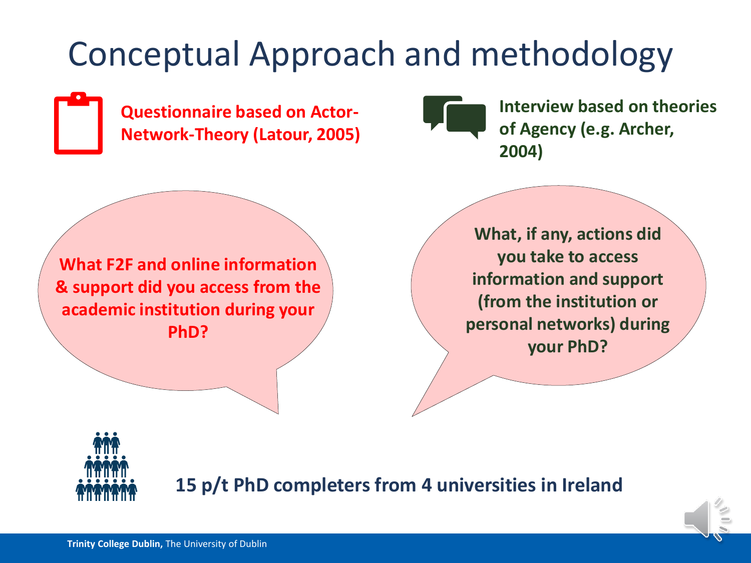# Conceptual Approach and methodology

**Questionnaire based on Actor-Network-Theory (Latour, 2005)**

**Interview based on theories of Agency (e.g. Archer, 2004)**

**What F2F and online information & support did you access from the academic institution during your PhD?**

**What, if any, actions did you take to access information and support (from the institution or personal networks) during your PhD?**

**15 p/t PhD completers from 4 universities in Ireland**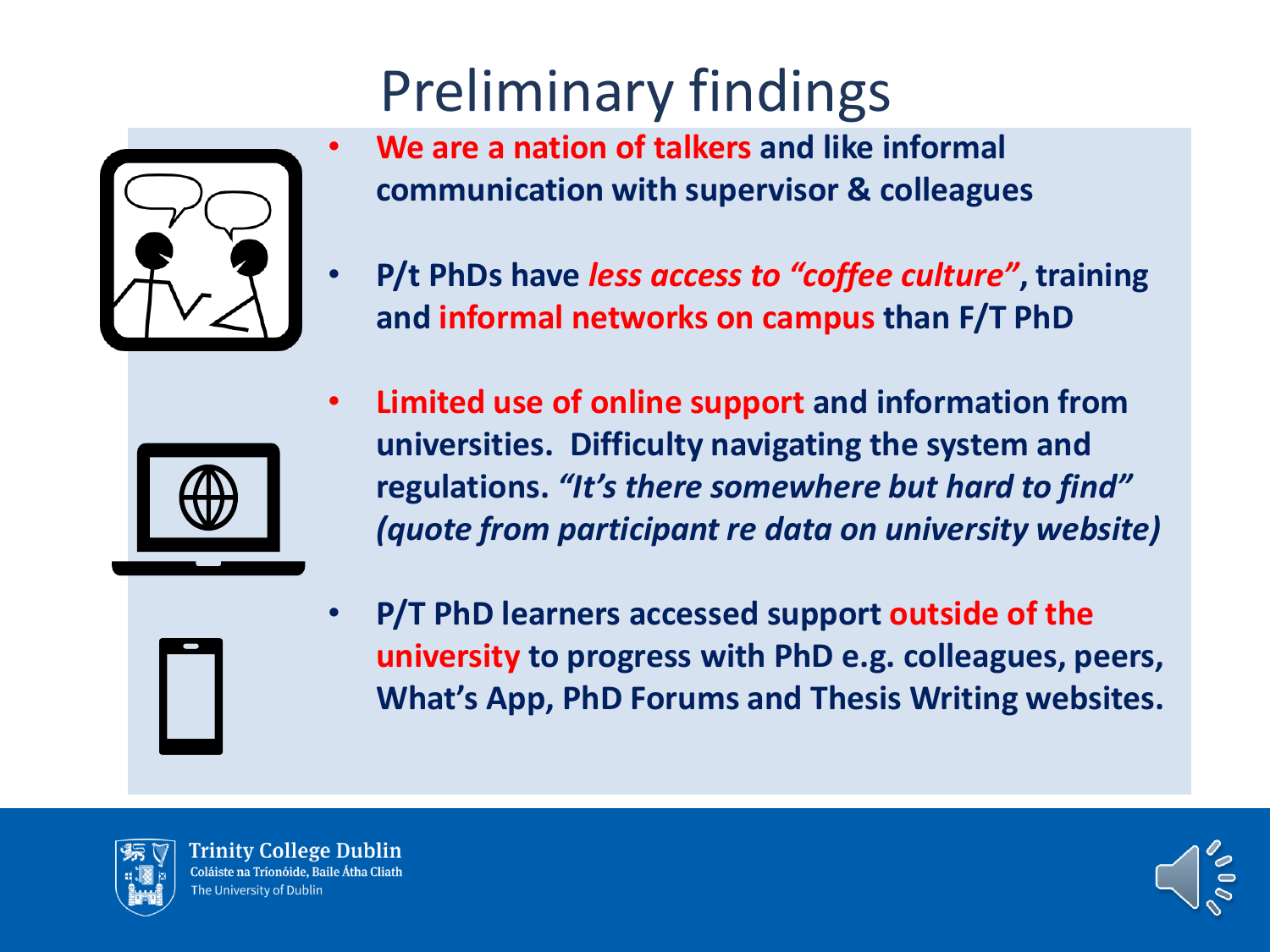# Preliminary findings

- **We are a nation of talkers and like informal communication with supervisor & colleagues**
- **P/t PhDs have *less access to "coffee culture"*, training and informal networks on campus than F/T PhD**
- **Limited use of online support and information from universities. Difficulty navigating the system and regulations. *"It's there somewhere but hard to find" (quote from participant re data on university website)***
- **P/T PhD learners accessed support outside of the university to progress with PhD e.g. colleagues, peers, What's App, PhD Forums and Thesis Writing websites.**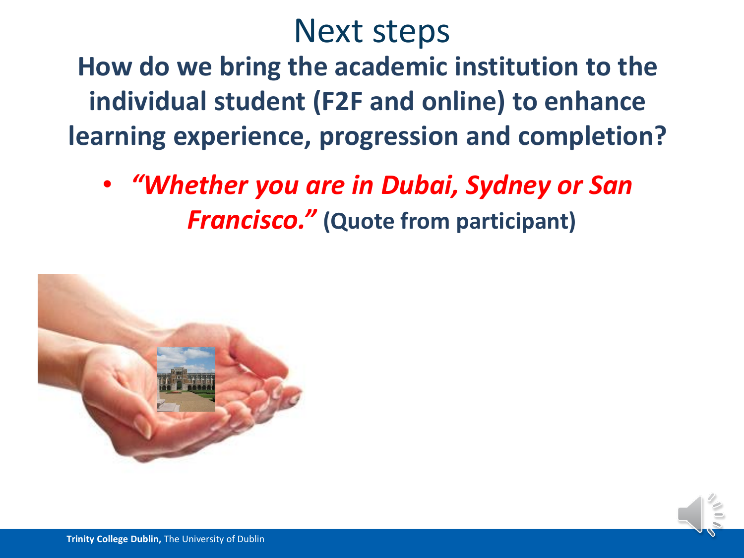# Next steps

**How do we bring the academic institution to the individual student (F2F and online) to enhance learning experience, progression and completion?**

- ***"Whether you are in Dubai, Sydney or San Francisco."*** **(Quote from participant)**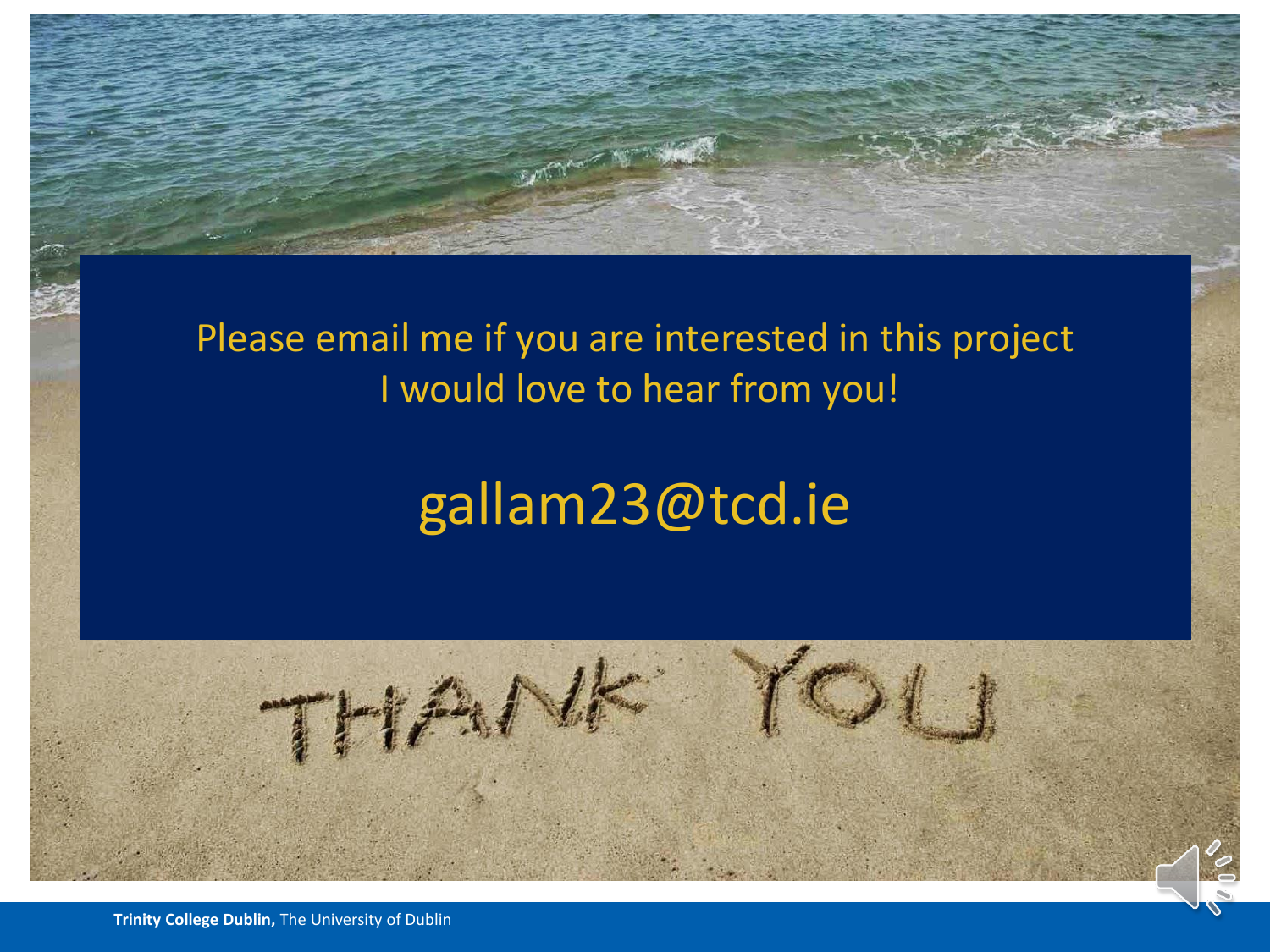Please email me if you are interested in this project
I would love to hear from you!

gallam23@tcd.ie

THANK YOU